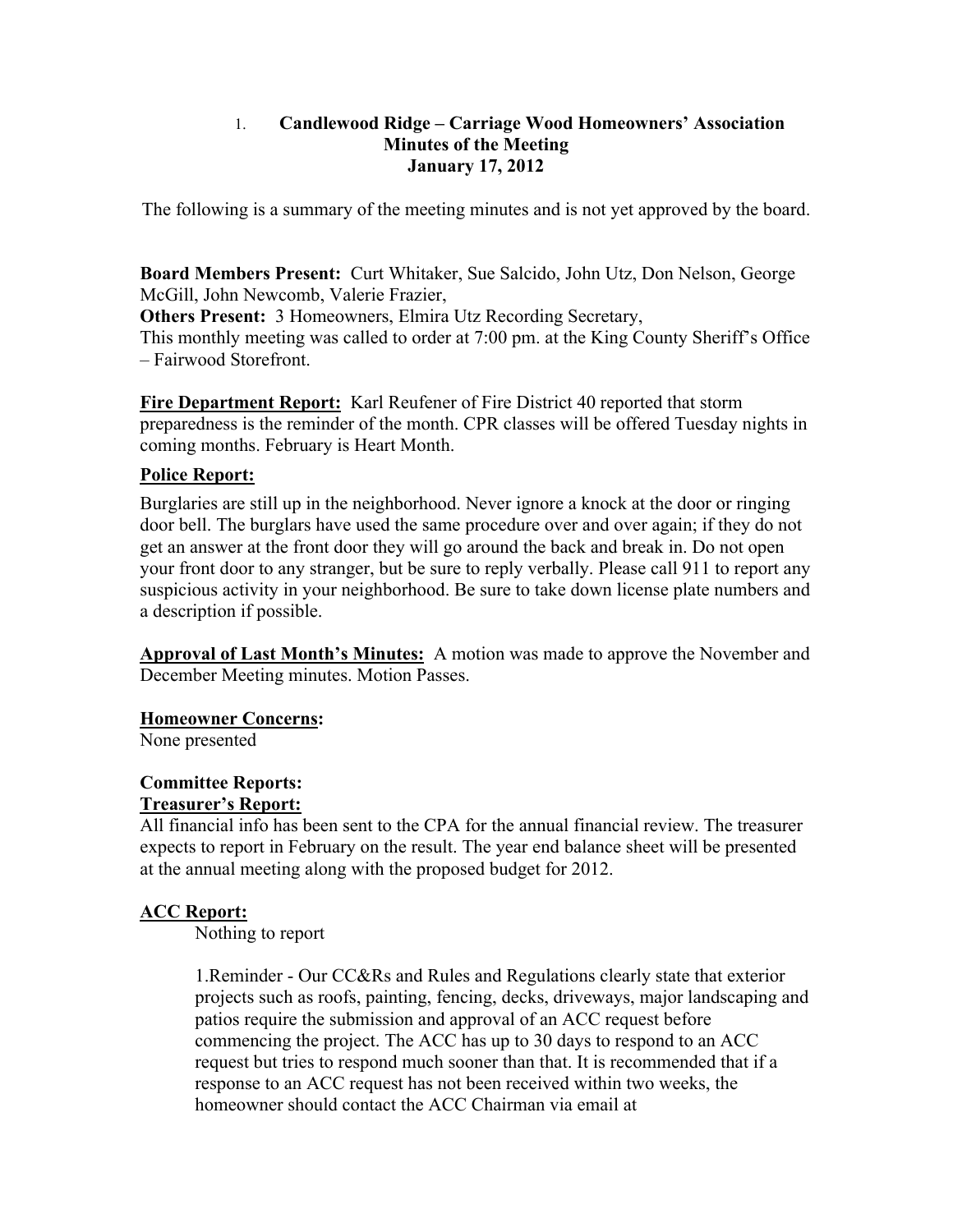1. **Candlewood Ridge – Carriage Wood Homeowners' Association**
**Minutes of the Meeting**
**January 17, 2012**

The following is a summary of the meeting minutes and is not yet approved by the board.

**Board Members Present:** Curt Whitaker, Sue Salcido, John Utz, Don Nelson, George McGill, John Newcomb, Valerie Frazier,
**Others Present:** 3 Homeowners, Elmira Utz Recording Secretary,
This monthly meeting was called to order at 7:00 pm. at the King County Sheriff's Office – Fairwood Storefront.

**Fire Department Report:** Karl Reufener of Fire District 40 reported that storm preparedness is the reminder of the month. CPR classes will be offered Tuesday nights in coming months. February is Heart Month.

**Police Report:**

Burglaries are still up in the neighborhood. Never ignore a knock at the door or ringing door bell. The burglars have used the same procedure over and over again; if they do not get an answer at the front door they will go around the back and break in. Do not open your front door to any stranger, but be sure to reply verbally. Please call 911 to report any suspicious activity in your neighborhood. Be sure to take down license plate numbers and a description if possible.

**Approval of Last Month's Minutes:** A motion was made to approve the November and December Meeting minutes. Motion Passes.

**Homeowner Concerns:**
None presented

**Committee Reports:**
**Treasurer's Report:**
All financial info has been sent to the CPA for the annual financial review. The treasurer expects to report in February on the result. The year end balance sheet will be presented at the annual meeting along with the proposed budget for 2012.

**ACC Report:**
Nothing to report

1.Reminder - Our CC&Rs and Rules and Regulations clearly state that exterior projects such as roofs, painting, fencing, decks, driveways, major landscaping and patios require the submission and approval of an ACC request before commencing the project. The ACC has up to 30 days to respond to an ACC request but tries to respond much sooner than that. It is recommended that if a response to an ACC request has not been received within two weeks, the homeowner should contact the ACC Chairman via email at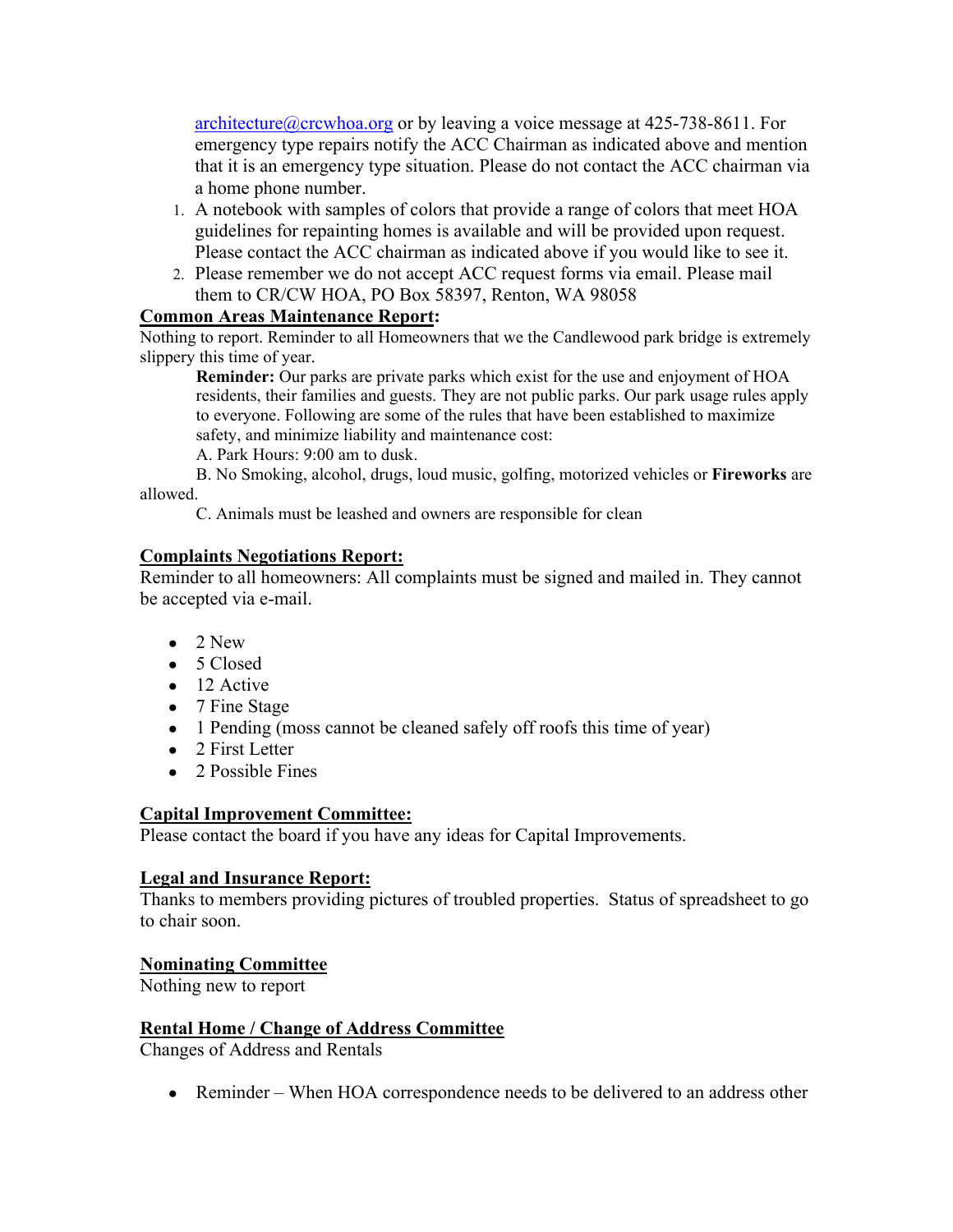architecture@crcwhoa.org or by leaving a voice message at 425-738-8611. For emergency type repairs notify the ACC Chairman as indicated above and mention that it is an emergency type situation. Please do not contact the ACC chairman via a home phone number.

1. A notebook with samples of colors that provide a range of colors that meet HOA guidelines for repainting homes is available and will be provided upon request. Please contact the ACC chairman as indicated above if you would like to see it.
2. Please remember we do not accept ACC request forms via email. Please mail them to CR/CW HOA, PO Box 58397, Renton, WA 98058

**Common Areas Maintenance Report:**

Nothing to report. Reminder to all Homeowners that we the Candlewood park bridge is extremely slippery this time of year.

**Reminder:** Our parks are private parks which exist for the use and enjoyment of HOA residents, their families and guests. They are not public parks. Our park usage rules apply to everyone. Following are some of the rules that have been established to maximize safety, and minimize liability and maintenance cost:

A. Park Hours: 9:00 am to dusk.

B. No Smoking, alcohol, drugs, loud music, golfing, motorized vehicles or **Fireworks** are allowed.

C. Animals must be leashed and owners are responsible for clean

**Complaints Negotiations Report:**

Reminder to all homeowners: All complaints must be signed and mailed in. They cannot be accepted via e-mail.

- 2 New
- 5 Closed
- 12 Active
- 7 Fine Stage
- 1 Pending (moss cannot be cleaned safely off roofs this time of year)
- 2 First Letter
- 2 Possible Fines

**Capital Improvement Committee:**

Please contact the board if you have any ideas for Capital Improvements.

**Legal and Insurance Report:**

Thanks to members providing pictures of troubled properties. Status of spreadsheet to go to chair soon.

**Nominating Committee**

Nothing new to report

**Rental Home / Change of Address Committee**

Changes of Address and Rentals

- Reminder – When HOA correspondence needs to be delivered to an address other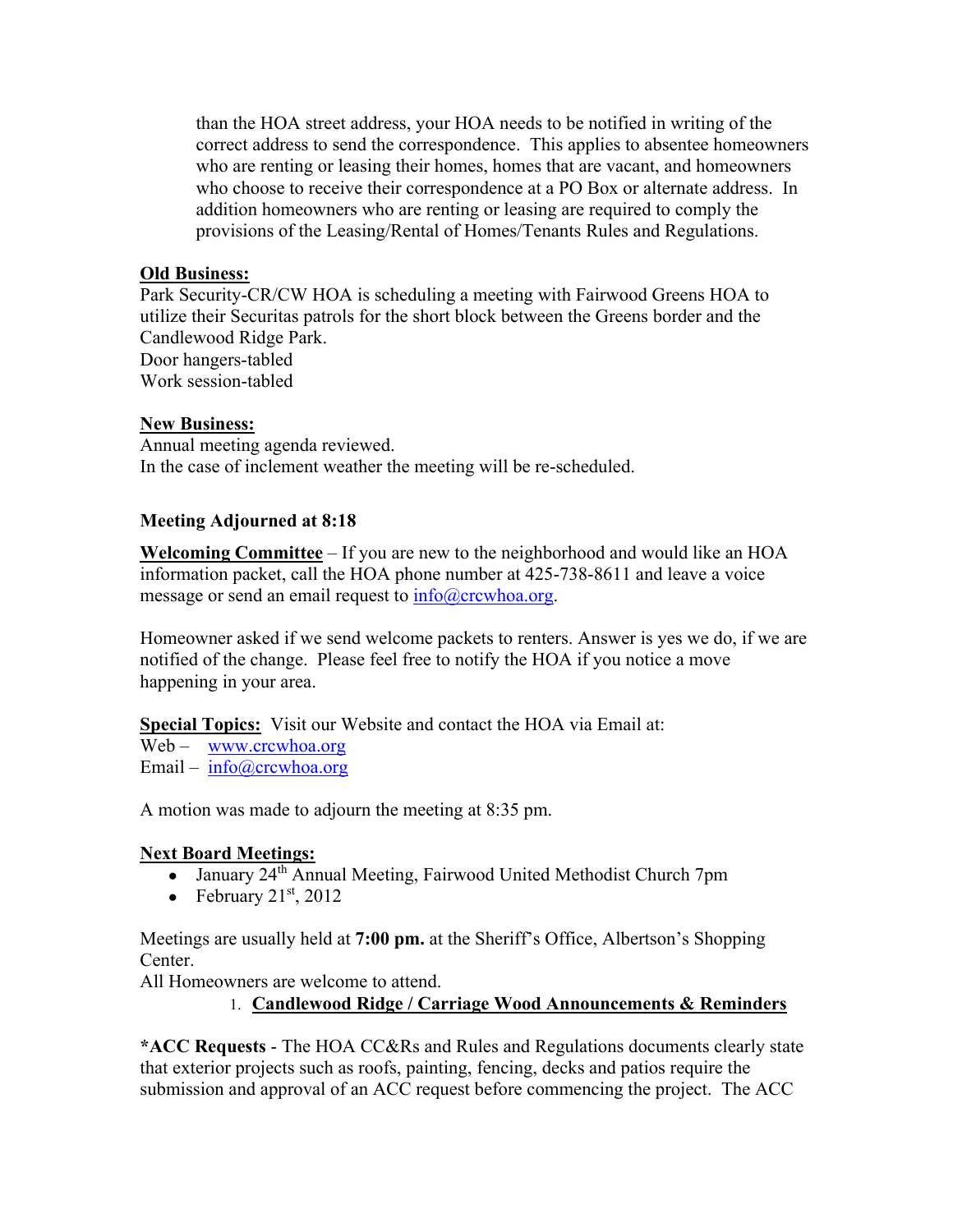than the HOA street address, your HOA needs to be notified in writing of the correct address to send the correspondence. This applies to absentee homeowners who are renting or leasing their homes, homes that are vacant, and homeowners who choose to receive their correspondence at a PO Box or alternate address. In addition homeowners who are renting or leasing are required to comply the provisions of the Leasing/Rental of Homes/Tenants Rules and Regulations.

**Old Business:**

Park Security-CR/CW HOA is scheduling a meeting with Fairwood Greens HOA to utilize their Securitas patrols for the short block between the Greens border and the Candlewood Ridge Park.
Door hangers-tabled
Work session-tabled

**New Business:**

Annual meeting agenda reviewed.
In the case of inclement weather the meeting will be re-scheduled.

**Meeting Adjourned at 8:18**

**Welcoming Committee** – If you are new to the neighborhood and would like an HOA information packet, call the HOA phone number at 425-738-8611 and leave a voice message or send an email request to info@crcwhoa.org.

Homeowner asked if we send welcome packets to renters. Answer is yes we do, if we are notified of the change. Please feel free to notify the HOA if you notice a move happening in your area.

**Special Topics:** Visit our Website and contact the HOA via Email at:
Web – www.crcwhoa.org
Email – info@crcwhoa.org

A motion was made to adjourn the meeting at 8:35 pm.

**Next Board Meetings:**

- January 24th Annual Meeting, Fairwood United Methodist Church 7pm
- February 21st, 2012

Meetings are usually held at **7:00 pm.** at the Sheriff's Office, Albertson's Shopping Center.
All Homeowners are welcome to attend.

1. **Candlewood Ridge / Carriage Wood Announcements & Reminders**

***ACC Requests** - The HOA CC&Rs and Rules and Regulations documents clearly state that exterior projects such as roofs, painting, fencing, decks and patios require the submission and approval of an ACC request before commencing the project. The ACC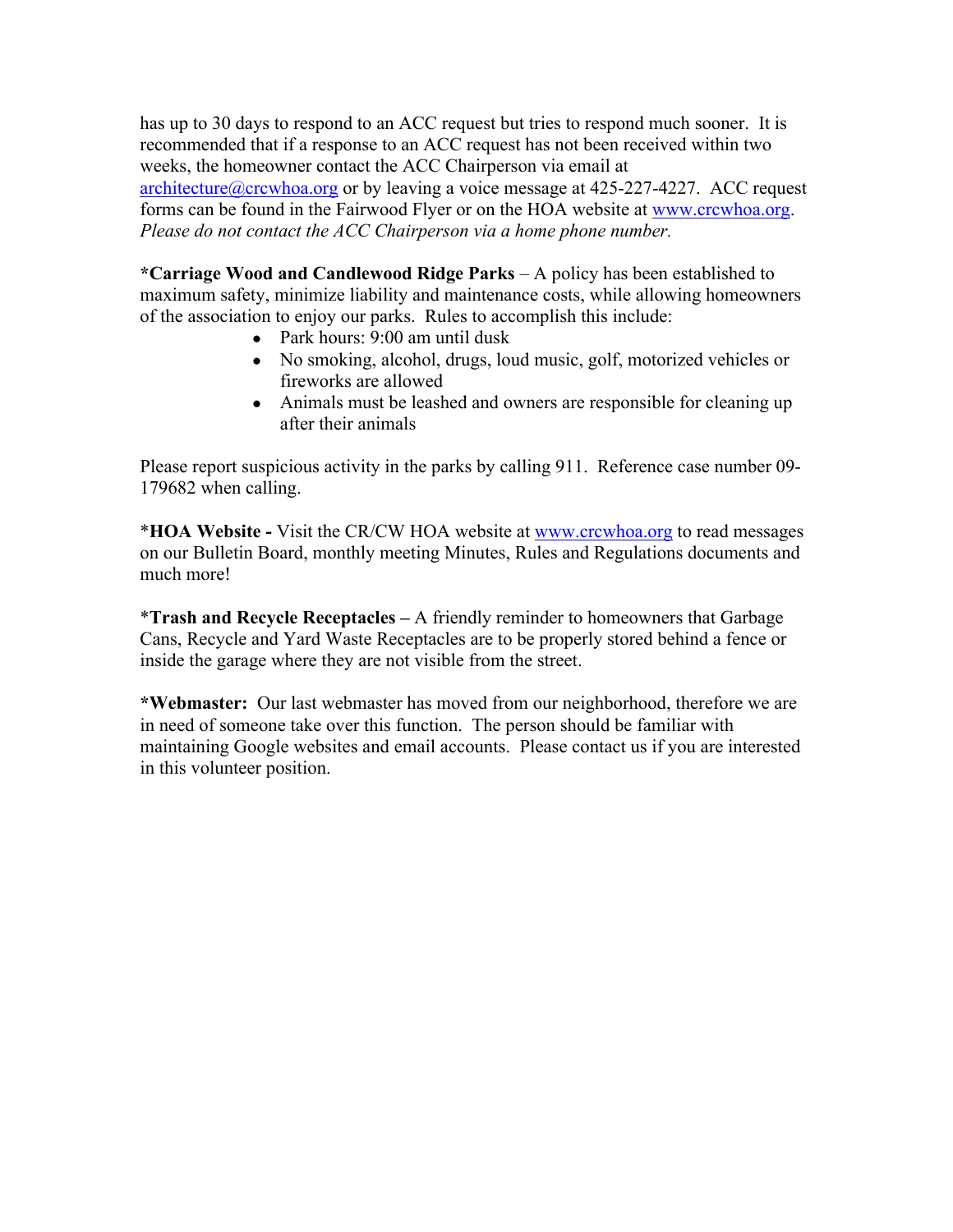has up to 30 days to respond to an ACC request but tries to respond much sooner. It is recommended that if a response to an ACC request has not been received within two weeks, the homeowner contact the ACC Chairperson via email at architecture@crcwhoa.org or by leaving a voice message at 425-227-4227. ACC request forms can be found in the Fairwood Flyer or on the HOA website at www.crcwhoa.org. *Please do not contact the ACC Chairperson via a home phone number.*

***Carriage Wood and Candlewood Ridge Parks** – A policy has been established to maximum safety, minimize liability and maintenance costs, while allowing homeowners of the association to enjoy our parks. Rules to accomplish this include:

- Park hours: 9:00 am until dusk
- No smoking, alcohol, drugs, loud music, golf, motorized vehicles or fireworks are allowed
- Animals must be leashed and owners are responsible for cleaning up after their animals

Please report suspicious activity in the parks by calling 911. Reference case number 09-179682 when calling.

***HOA Website -** Visit the CR/CW HOA website at www.crcwhoa.org to read messages on our Bulletin Board, monthly meeting Minutes, Rules and Regulations documents and much more!

***Trash and Recycle Receptacles –** A friendly reminder to homeowners that Garbage Cans, Recycle and Yard Waste Receptacles are to be properly stored behind a fence or inside the garage where they are not visible from the street.

***Webmaster:** Our last webmaster has moved from our neighborhood, therefore we are in need of someone take over this function. The person should be familiar with maintaining Google websites and email accounts. Please contact us if you are interested in this volunteer position.